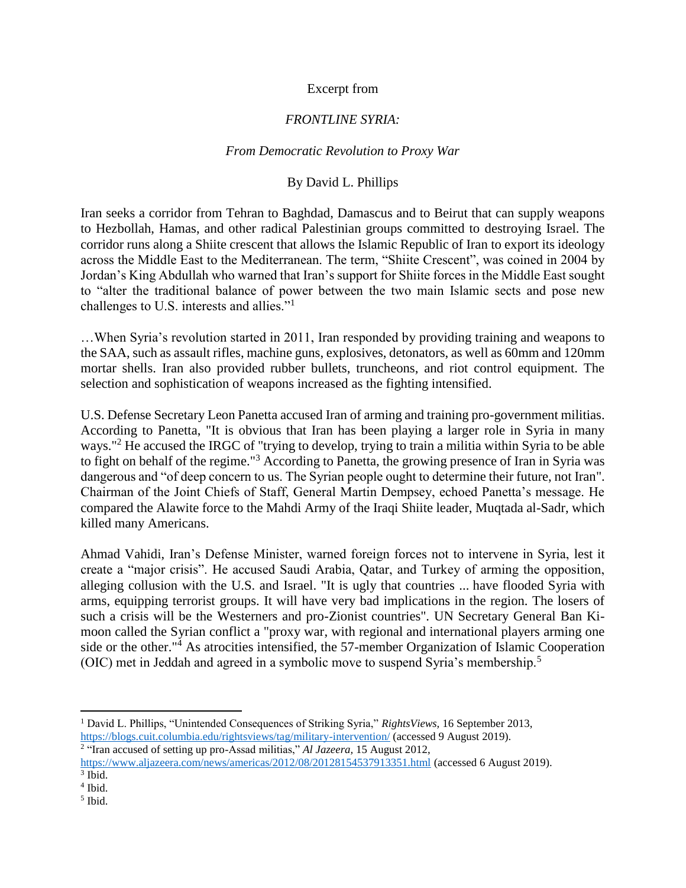Excerpt from

*FRONTLINE SYRIA:*

*From Democratic Revolution to Proxy War*

By David L. Phillips

Iran seeks a corridor from Tehran to Baghdad, Damascus and to Beirut that can supply weapons to Hezbollah, Hamas, and other radical Palestinian groups committed to destroying Israel. The corridor runs along a Shiite crescent that allows the Islamic Republic of Iran to export its ideology across the Middle East to the Mediterranean. The term, "Shiite Crescent", was coined in 2004 by Jordan's King Abdullah who warned that Iran's support for Shiite forces in the Middle East sought to "alter the traditional balance of power between the two main Islamic sects and pose new challenges to U.S. interests and allies."[1]

…When Syria's revolution started in 2011, Iran responded by providing training and weapons to the SAA, such as assault rifles, machine guns, explosives, detonators, as well as 60mm and 120mm mortar shells. Iran also provided rubber bullets, truncheons, and riot control equipment. The selection and sophistication of weapons increased as the fighting intensified.

U.S. Defense Secretary Leon Panetta accused Iran of arming and training pro-government militias. According to Panetta, "It is obvious that Iran has been playing a larger role in Syria in many ways."[2] He accused the IRGC of "trying to develop, trying to train a militia within Syria to be able to fight on behalf of the regime."[3] According to Panetta, the growing presence of Iran in Syria was dangerous and "of deep concern to us. The Syrian people ought to determine their future, not Iran". Chairman of the Joint Chiefs of Staff, General Martin Dempsey, echoed Panetta's message. He compared the Alawite force to the Mahdi Army of the Iraqi Shiite leader, Muqtada al-Sadr, which killed many Americans.

Ahmad Vahidi, Iran's Defense Minister, warned foreign forces not to intervene in Syria, lest it create a "major crisis". He accused Saudi Arabia, Qatar, and Turkey of arming the opposition, alleging collusion with the U.S. and Israel. "It is ugly that countries ... have flooded Syria with arms, equipping terrorist groups. It will have very bad implications in the region. The losers of such a crisis will be the Westerners and pro-Zionist countries". UN Secretary General Ban Ki-moon called the Syrian conflict a "proxy war, with regional and international players arming one side or the other."[4] As atrocities intensified, the 57-member Organization of Islamic Cooperation (OIC) met in Jeddah and agreed in a symbolic move to suspend Syria's membership.[5]

---

[1] David L. Phillips, "Unintended Consequences of Striking Syria," *RightsViews,* 16 September 2013, https://blogs.cuit.columbia.edu/rightsviews/tag/military-intervention/ (accessed 9 August 2019).

[2] "Iran accused of setting up pro-Assad militias," *Al Jazeera,* 15 August 2012, https://www.aljazeera.com/news/americas/2012/08/20128154537913351.html (accessed 6 August 2019).

[3] Ibid.

[4] Ibid.

[5] Ibid.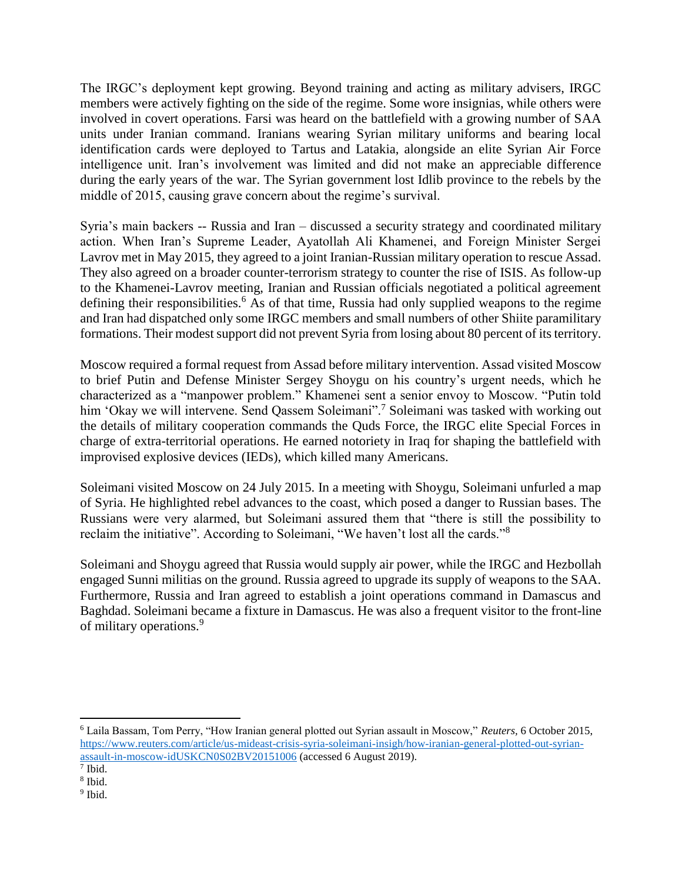The IRGC's deployment kept growing. Beyond training and acting as military advisers, IRGC members were actively fighting on the side of the regime. Some wore insignias, while others were involved in covert operations. Farsi was heard on the battlefield with a growing number of SAA units under Iranian command. Iranians wearing Syrian military uniforms and bearing local identification cards were deployed to Tartus and Latakia, alongside an elite Syrian Air Force intelligence unit. Iran's involvement was limited and did not make an appreciable difference during the early years of the war. The Syrian government lost Idlib province to the rebels by the middle of 2015, causing grave concern about the regime's survival.

Syria's main backers -- Russia and Iran – discussed a security strategy and coordinated military action. When Iran's Supreme Leader, Ayatollah Ali Khamenei, and Foreign Minister Sergei Lavrov met in May 2015, they agreed to a joint Iranian-Russian military operation to rescue Assad. They also agreed on a broader counter-terrorism strategy to counter the rise of ISIS. As follow-up to the Khamenei-Lavrov meeting, Iranian and Russian officials negotiated a political agreement defining their responsibilities.[6] As of that time, Russia had only supplied weapons to the regime and Iran had dispatched only some IRGC members and small numbers of other Shiite paramilitary formations. Their modest support did not prevent Syria from losing about 80 percent of its territory.

Moscow required a formal request from Assad before military intervention. Assad visited Moscow to brief Putin and Defense Minister Sergey Shoygu on his country's urgent needs, which he characterized as a "manpower problem." Khamenei sent a senior envoy to Moscow. "Putin told him 'Okay we will intervene. Send Qassem Soleimani".[7] Soleimani was tasked with working out the details of military cooperation commands the Quds Force, the IRGC elite Special Forces in charge of extra-territorial operations. He earned notoriety in Iraq for shaping the battlefield with improvised explosive devices (IEDs), which killed many Americans.

Soleimani visited Moscow on 24 July 2015. In a meeting with Shoygu, Soleimani unfurled a map of Syria. He highlighted rebel advances to the coast, which posed a danger to Russian bases. The Russians were very alarmed, but Soleimani assured them that "there is still the possibility to reclaim the initiative". According to Soleimani, "We haven't lost all the cards."[8]

Soleimani and Shoygu agreed that Russia would supply air power, while the IRGC and Hezbollah engaged Sunni militias on the ground. Russia agreed to upgrade its supply of weapons to the SAA. Furthermore, Russia and Iran agreed to establish a joint operations command in Damascus and Baghdad. Soleimani became a fixture in Damascus. He was also a frequent visitor to the front-line of military operations.[9]

---

[6] Laila Bassam, Tom Perry, "How Iranian general plotted out Syrian assault in Moscow," *Reuters*, 6 October 2015, https://www.reuters.com/article/us-mideast-crisis-syria-soleimani-insigh/how-iranian-general-plotted-out-syrian-assault-in-moscow-idUSKCN0S02BV20151006 (accessed 6 August 2019).

[7] Ibid.

[8] Ibid.

[9] Ibid.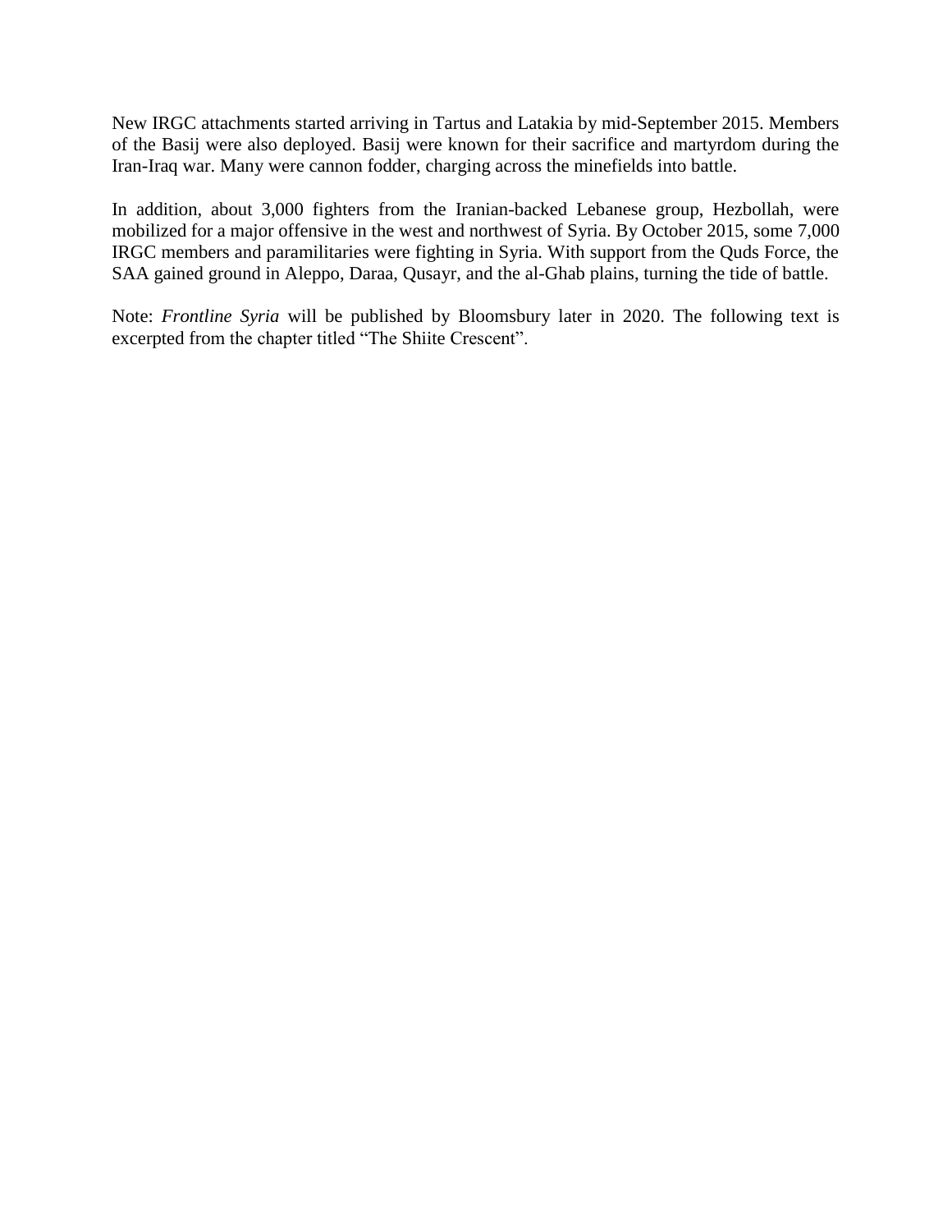New IRGC attachments started arriving in Tartus and Latakia by mid-September 2015. Members of the Basij were also deployed. Basij were known for their sacrifice and martyrdom during the Iran-Iraq war. Many were cannon fodder, charging across the minefields into battle.

In addition, about 3,000 fighters from the Iranian-backed Lebanese group, Hezbollah, were mobilized for a major offensive in the west and northwest of Syria. By October 2015, some 7,000 IRGC members and paramilitaries were fighting in Syria. With support from the Quds Force, the SAA gained ground in Aleppo, Daraa, Qusayr, and the al-Ghab plains, turning the tide of battle.

Note: *Frontline Syria* will be published by Bloomsbury later in 2020. The following text is excerpted from the chapter titled "The Shiite Crescent".